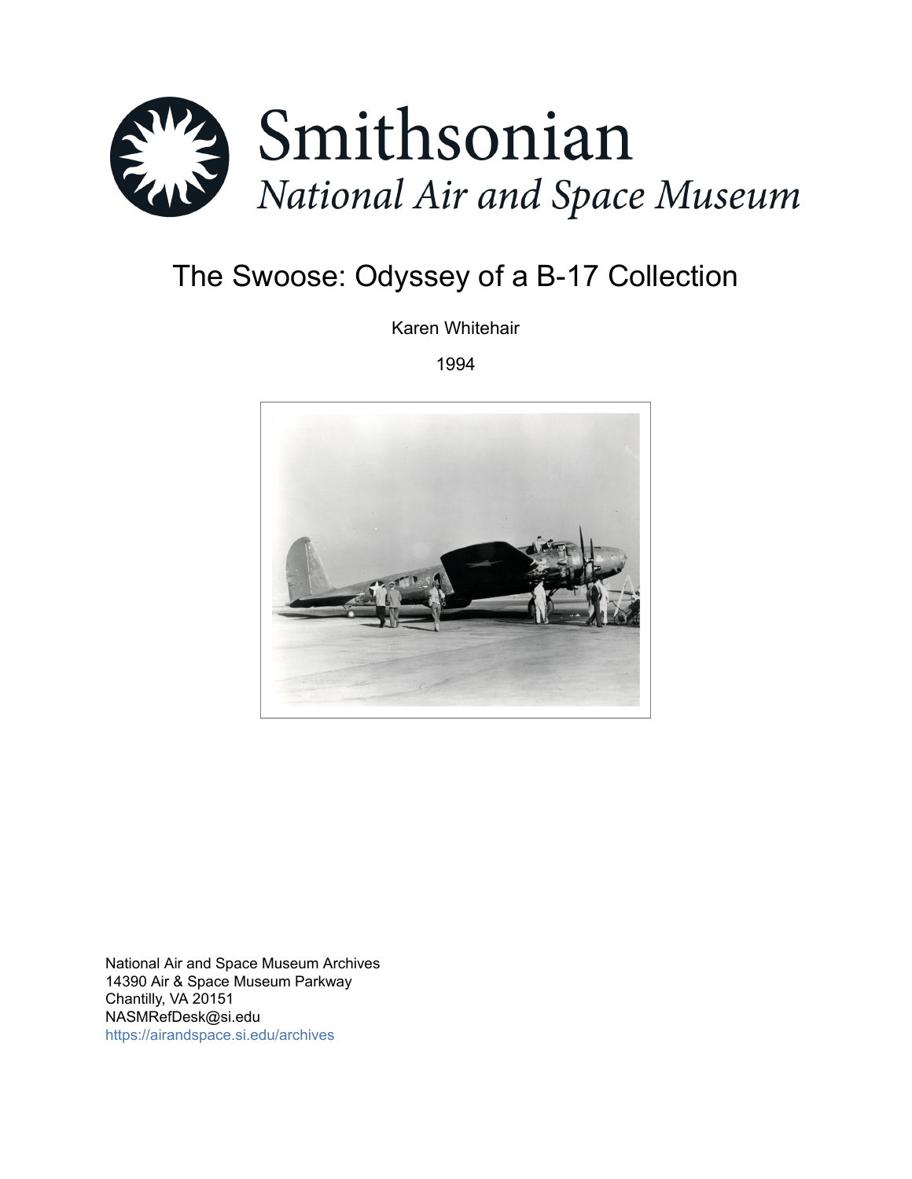# Smithsonian
## *National Air and Space Museum*

# The Swoose: Odyssey of a B-17 Collection

Karen Whitehair

1994

National Air and Space Museum Archives
14390 Air & Space Museum Parkway
Chantilly, VA 20151
NASMRefDesk@si.edu
https://airandspace.si.edu/archives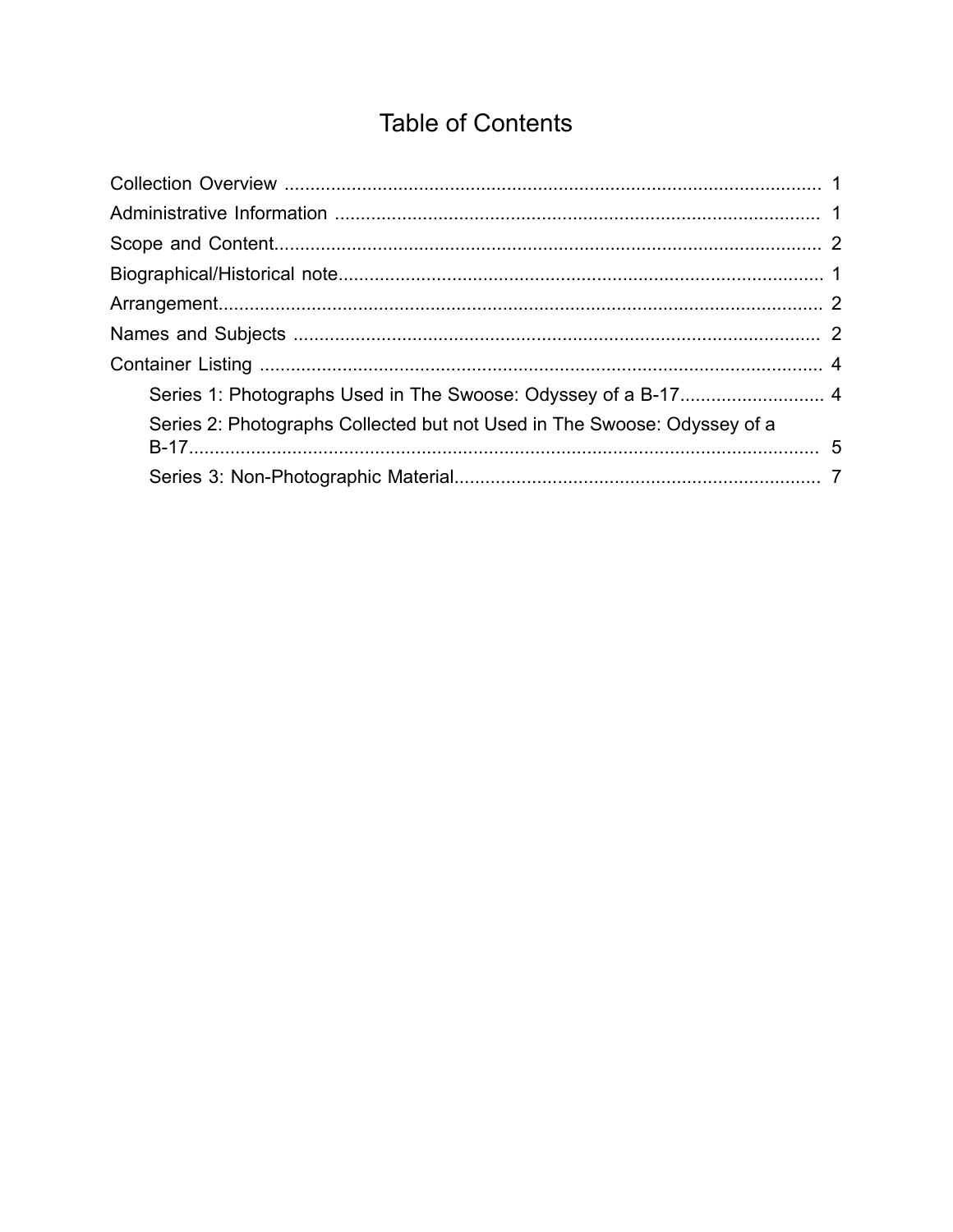# Table of Contents

Collection Overview ........................................................................................................ 1

Administrative Information ............................................................................................ 1

Scope and Content......................................................................................................... 2

Biographical/Historical note............................................................................................ 1

Arrangement.................................................................................................................... 2

Names and Subjects ..................................................................................................... 2

Container Listing ............................................................................................................ 4

- Series 1: Photographs Used in The Swoose: Odyssey of a B-17............................ 4
- Series 2: Photographs Collected but not Used in The Swoose: Odyssey of a B-17......................................................................................................................... 5
- Series 3: Non-Photographic Material...................................................................... 7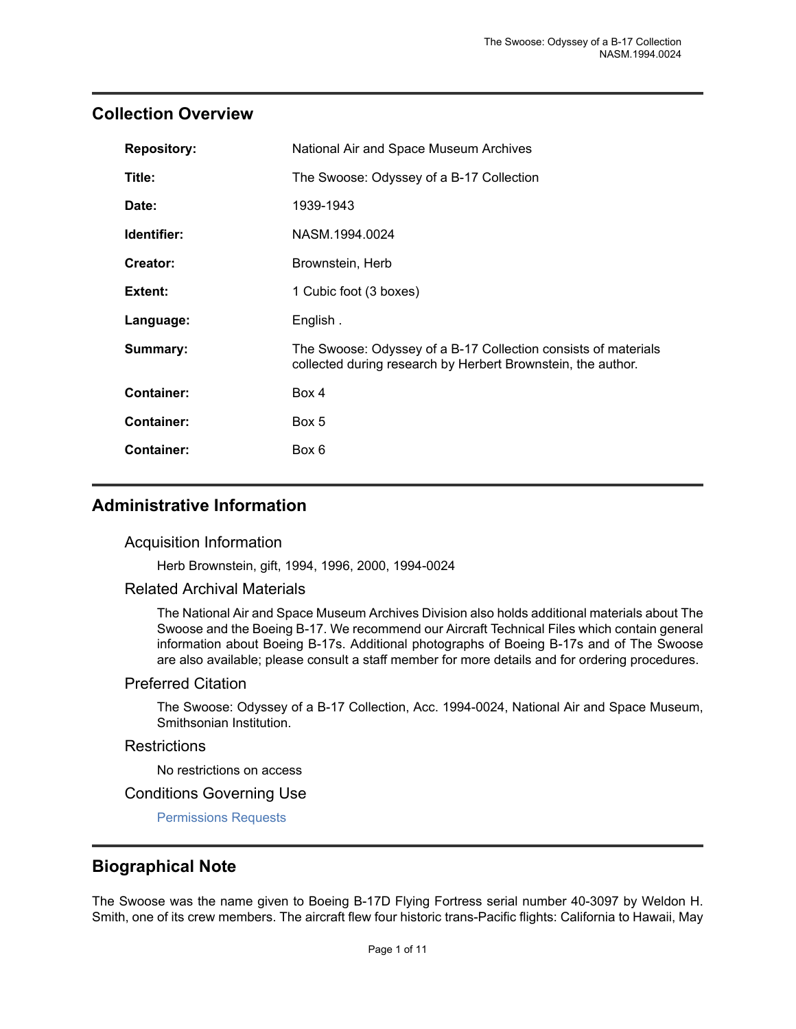## Collection Overview

| | |
|---|---|
| **Repository:** | National Air and Space Museum Archives |
| **Title:** | The Swoose: Odyssey of a B-17 Collection |
| **Date:** | 1939-1943 |
| **Identifier:** | NASM.1994.0024 |
| **Creator:** | Brownstein, Herb |
| **Extent:** | 1 Cubic foot (3 boxes) |
| **Language:** | English . |
| **Summary:** | The Swoose: Odyssey of a B-17 Collection consists of materials collected during research by Herbert Brownstein, the author. |
| **Container:** | Box 4 |
| **Container:** | Box 5 |
| **Container:** | Box 6 |

## Administrative Information

### Acquisition Information

Herb Brownstein, gift, 1994, 1996, 2000, 1994-0024

### Related Archival Materials

The National Air and Space Museum Archives Division also holds additional materials about The Swoose and the Boeing B-17. We recommend our Aircraft Technical Files which contain general information about Boeing B-17s. Additional photographs of Boeing B-17s and of The Swoose are also available; please consult a staff member for more details and for ordering procedures.

### Preferred Citation

The Swoose: Odyssey of a B-17 Collection, Acc. 1994-0024, National Air and Space Museum, Smithsonian Institution.

### Restrictions

No restrictions on access

### Conditions Governing Use

Permissions Requests

## Biographical Note

The Swoose was the name given to Boeing B-17D Flying Fortress serial number 40-3097 by Weldon H. Smith, one of its crew members. The aircraft flew four historic trans-Pacific flights: California to Hawaii, May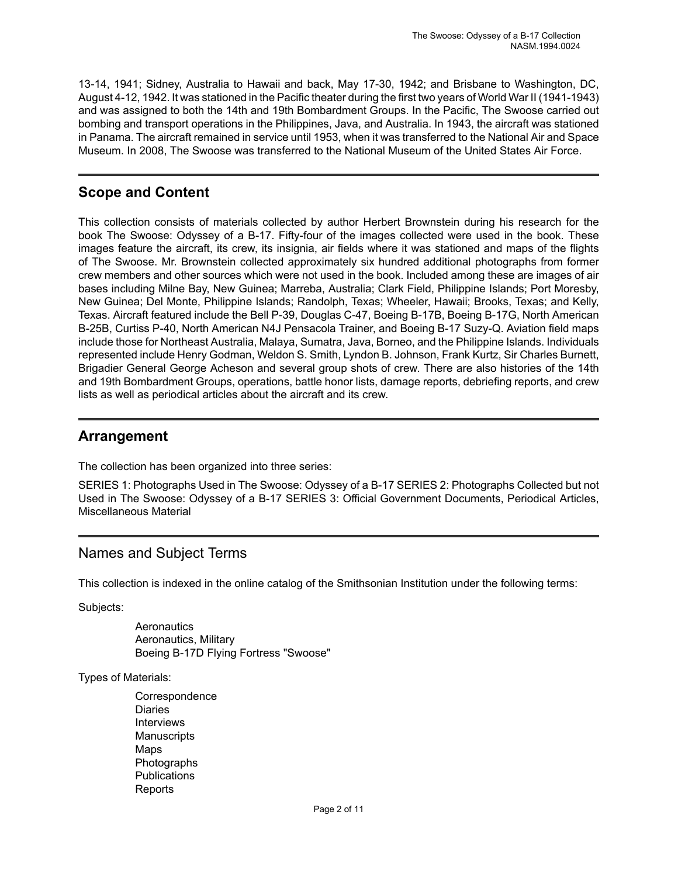13-14, 1941; Sidney, Australia to Hawaii and back, May 17-30, 1942; and Brisbane to Washington, DC, August 4-12, 1942. It was stationed in the Pacific theater during the first two years of World War II (1941-1943) and was assigned to both the 14th and 19th Bombardment Groups. In the Pacific, The Swoose carried out bombing and transport operations in the Philippines, Java, and Australia. In 1943, the aircraft was stationed in Panama. The aircraft remained in service until 1953, when it was transferred to the National Air and Space Museum. In 2008, The Swoose was transferred to the National Museum of the United States Air Force.

## Scope and Content

This collection consists of materials collected by author Herbert Brownstein during his research for the book The Swoose: Odyssey of a B-17. Fifty-four of the images collected were used in the book. These images feature the aircraft, its crew, its insignia, air fields where it was stationed and maps of the flights of The Swoose. Mr. Brownstein collected approximately six hundred additional photographs from former crew members and other sources which were not used in the book. Included among these are images of air bases including Milne Bay, New Guinea; Marreba, Australia; Clark Field, Philippine Islands; Port Moresby, New Guinea; Del Monte, Philippine Islands; Randolph, Texas; Wheeler, Hawaii; Brooks, Texas; and Kelly, Texas. Aircraft featured include the Bell P-39, Douglas C-47, Boeing B-17B, Boeing B-17G, North American B-25B, Curtiss P-40, North American N4J Pensacola Trainer, and Boeing B-17 Suzy-Q. Aviation field maps include those for Northeast Australia, Malaya, Sumatra, Java, Borneo, and the Philippine Islands. Individuals represented include Henry Godman, Weldon S. Smith, Lyndon B. Johnson, Frank Kurtz, Sir Charles Burnett, Brigadier General George Acheson and several group shots of crew. There are also histories of the 14th and 19th Bombardment Groups, operations, battle honor lists, damage reports, debriefing reports, and crew lists as well as periodical articles about the aircraft and its crew.

## Arrangement

The collection has been organized into three series:

SERIES 1: Photographs Used in The Swoose: Odyssey of a B-17 SERIES 2: Photographs Collected but not Used in The Swoose: Odyssey of a B-17 SERIES 3: Official Government Documents, Periodical Articles, Miscellaneous Material

## Names and Subject Terms

This collection is indexed in the online catalog of the Smithsonian Institution under the following terms:

Subjects:

- Aeronautics
- Aeronautics, Military
- Boeing B-17D Flying Fortress "Swoose"

Types of Materials:

- Correspondence
- Diaries
- Interviews
- Manuscripts
- Maps
- Photographs
- Publications
- Reports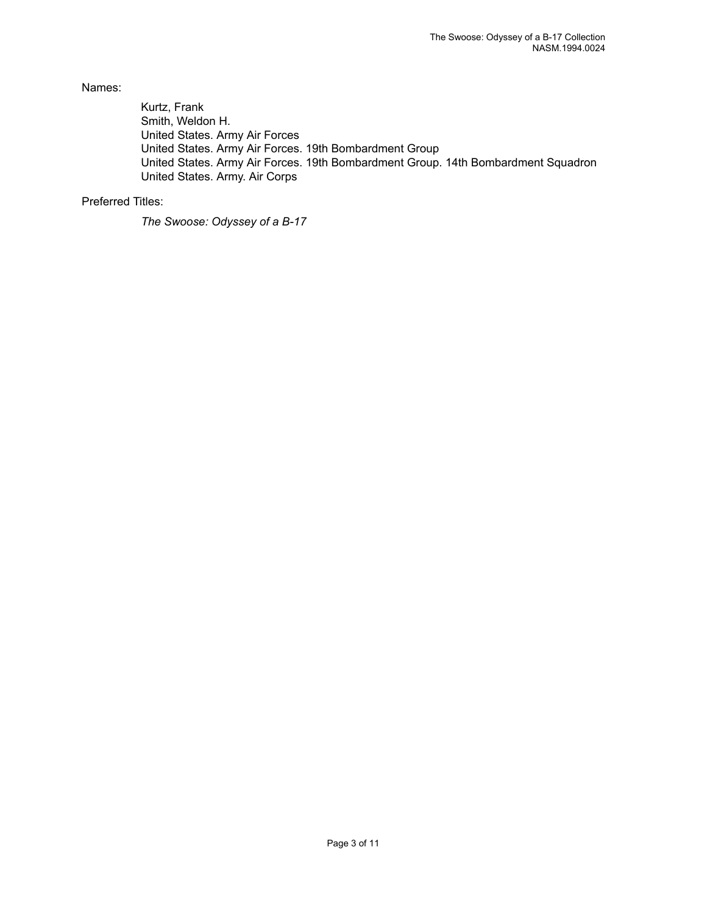Names:

Kurtz, Frank
Smith, Weldon H.
United States. Army Air Forces
United States. Army Air Forces. 19th Bombardment Group
United States. Army Air Forces. 19th Bombardment Group. 14th Bombardment Squadron
United States. Army. Air Corps

Preferred Titles:

*The Swoose: Odyssey of a B-17*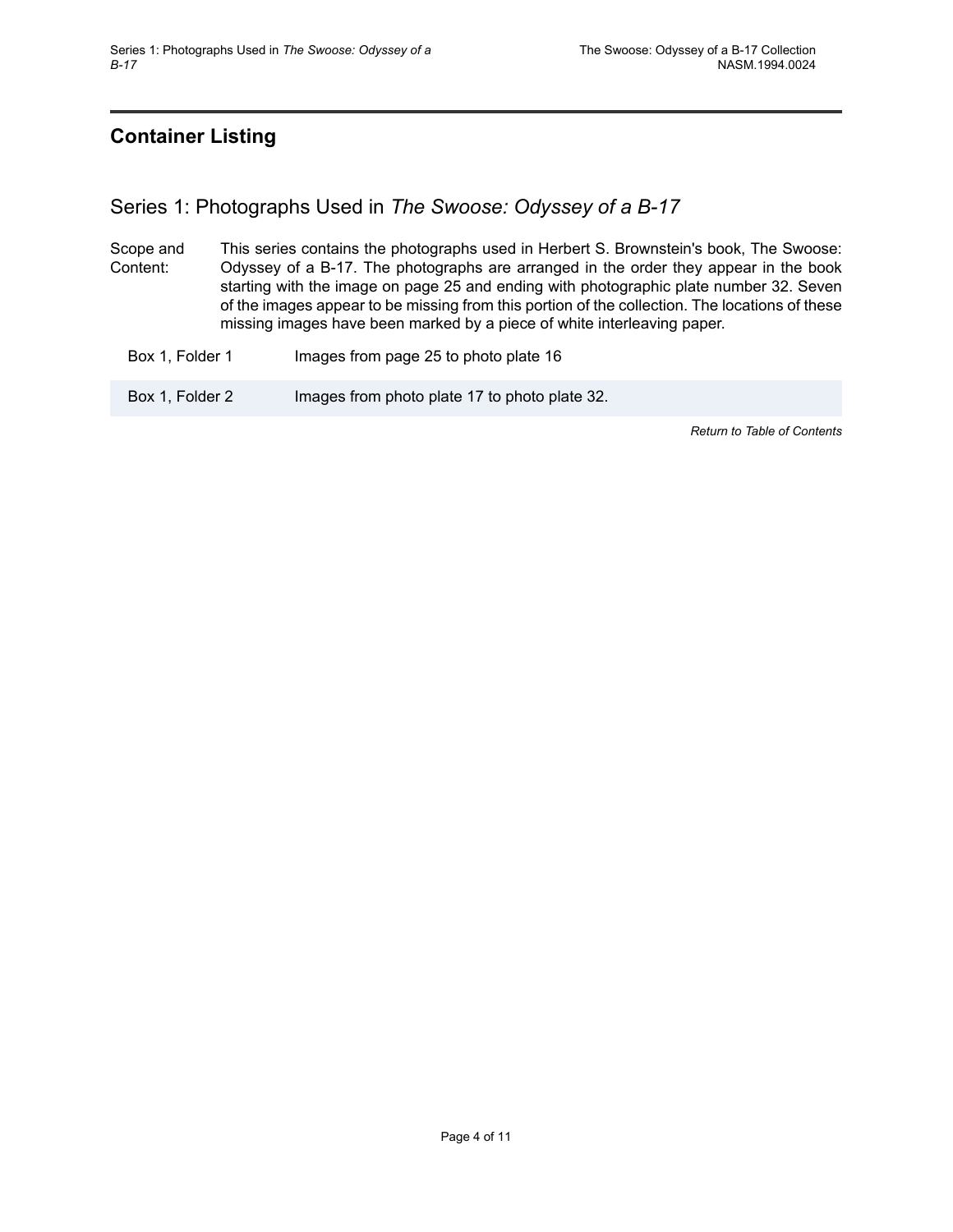## Container Listing

### Series 1: Photographs Used in *The Swoose: Odyssey of a B-17*

Scope and Content: This series contains the photographs used in Herbert S. Brownstein's book, The Swoose: Odyssey of a B-17. The photographs are arranged in the order they appear in the book starting with the image on page 25 and ending with photographic plate number 32. Seven of the images appear to be missing from this portion of the collection. The locations of these missing images have been marked by a piece of white interleaving paper.

| | |
|---|---|
| Box 1, Folder 1 | Images from page 25 to photo plate 16 |
| Box 1, Folder 2 | Images from photo plate 17 to photo plate 32. |

*Return to Table of Contents*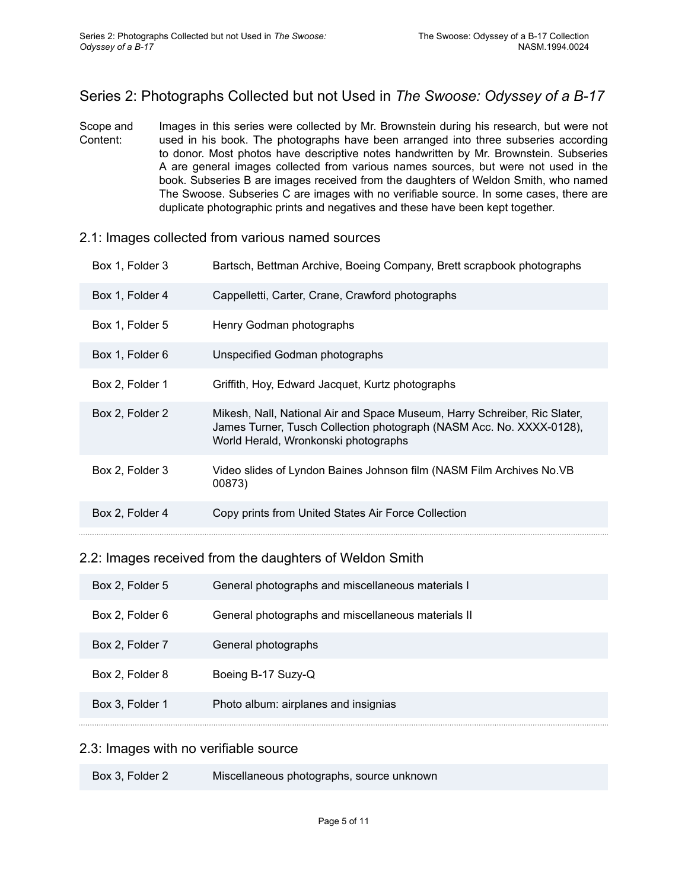## Series 2: Photographs Collected but not Used in *The Swoose: Odyssey of a B-17*

Scope and Content: Images in this series were collected by Mr. Brownstein during his research, but were not used in his book. The photographs have been arranged into three subseries according to donor. Most photos have descriptive notes handwritten by Mr. Brownstein. Subseries A are general images collected from various names sources, but were not used in the book. Subseries B are images received from the daughters of Weldon Smith, who named The Swoose. Subseries C are images with no verifiable source. In some cases, there are duplicate photographic prints and negatives and these have been kept together.

### 2.1: Images collected from various named sources

| | |
|---|---|
| Box 1, Folder 3 | Bartsch, Bettman Archive, Boeing Company, Brett scrapbook photographs |
| Box 1, Folder 4 | Cappelletti, Carter, Crane, Crawford photographs |
| Box 1, Folder 5 | Henry Godman photographs |
| Box 1, Folder 6 | Unspecified Godman photographs |
| Box 2, Folder 1 | Griffith, Hoy, Edward Jacquet, Kurtz photographs |
| Box 2, Folder 2 | Mikesh, Nall, National Air and Space Museum, Harry Schreiber, Ric Slater, James Turner, Tusch Collection photograph (NASM Acc. No. XXXX-0128), World Herald, Wronkonski photographs |
| Box 2, Folder 3 | Video slides of Lyndon Baines Johnson film (NASM Film Archives No.VB 00873) |
| Box 2, Folder 4 | Copy prints from United States Air Force Collection |

### 2.2: Images received from the daughters of Weldon Smith

| | |
|---|---|
| Box 2, Folder 5 | General photographs and miscellaneous materials I |
| Box 2, Folder 6 | General photographs and miscellaneous materials II |
| Box 2, Folder 7 | General photographs |
| Box 2, Folder 8 | Boeing B-17 Suzy-Q |
| Box 3, Folder 1 | Photo album: airplanes and insignias |

### 2.3: Images with no verifiable source

| | |
|---|---|
| Box 3, Folder 2 | Miscellaneous photographs, source unknown |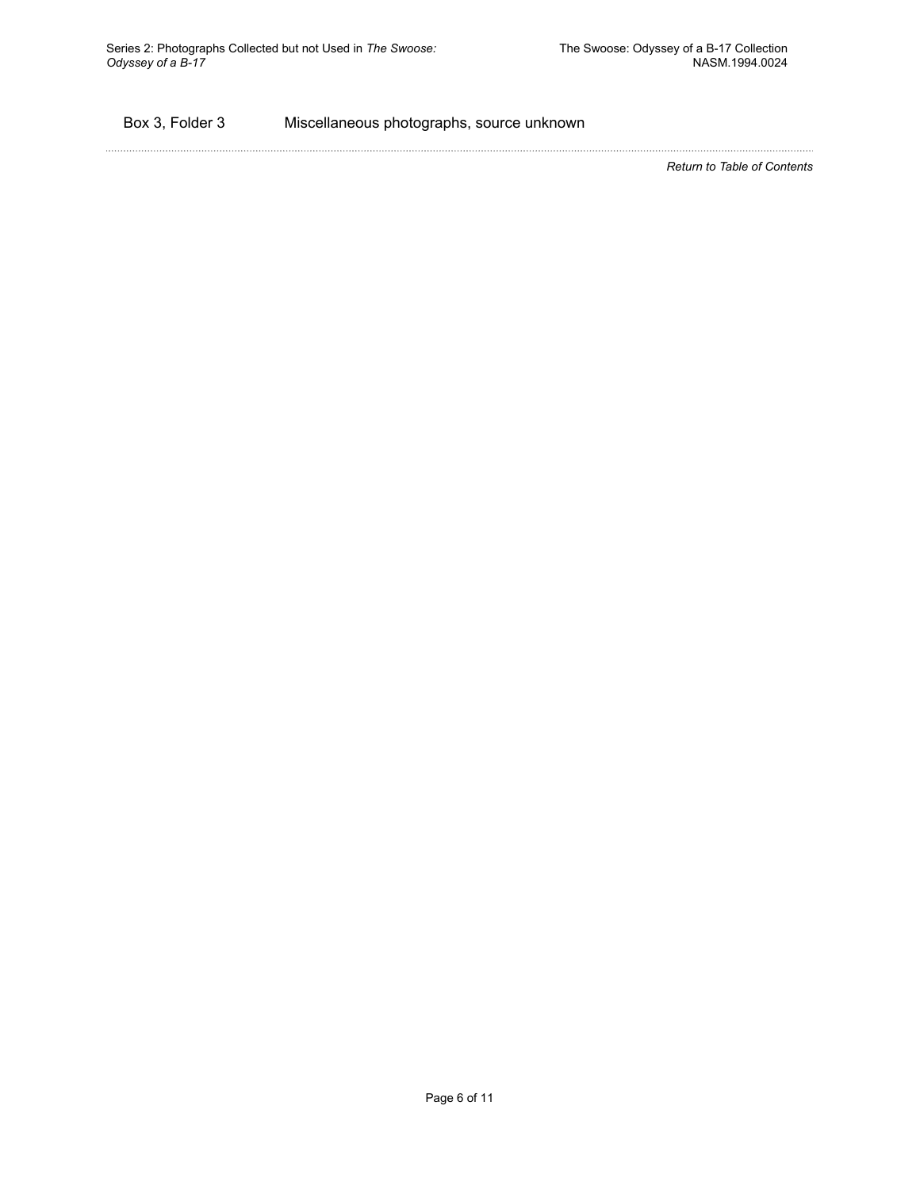Box 3, Folder 3 Miscellaneous photographs, source unknown

*Return to Table of Contents*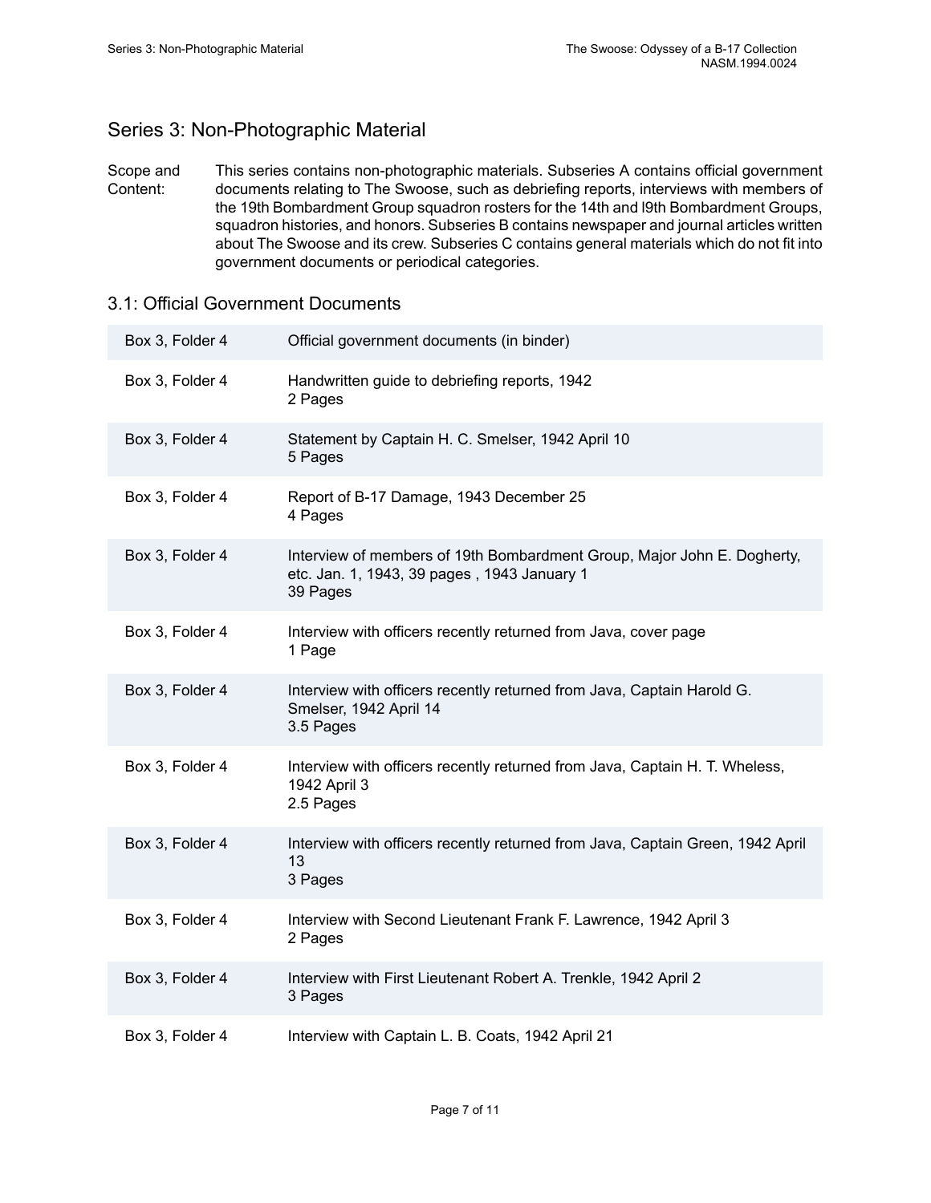## Series 3: Non-Photographic Material

Scope and Content: This series contains non-photographic materials. Subseries A contains official government documents relating to The Swoose, such as debriefing reports, interviews with members of the 19th Bombardment Group squadron rosters for the 14th and l9th Bombardment Groups, squadron histories, and honors. Subseries B contains newspaper and journal articles written about The Swoose and its crew. Subseries C contains general materials which do not fit into government documents or periodical categories.

### 3.1: Official Government Documents

| Location | Description |
|---|---|
| Box 3, Folder 4 | Official government documents (in binder) |
| Box 3, Folder 4 | Handwritten guide to debriefing reports, 1942<br>2 Pages |
| Box 3, Folder 4 | Statement by Captain H. C. Smelser, 1942 April 10<br>5 Pages |
| Box 3, Folder 4 | Report of B-17 Damage, 1943 December 25<br>4 Pages |
| Box 3, Folder 4 | Interview of members of 19th Bombardment Group, Major John E. Dogherty, etc. Jan. 1, 1943, 39 pages , 1943 January 1<br>39 Pages |
| Box 3, Folder 4 | Interview with officers recently returned from Java, cover page<br>1 Page |
| Box 3, Folder 4 | Interview with officers recently returned from Java, Captain Harold G. Smelser, 1942 April 14<br>3.5 Pages |
| Box 3, Folder 4 | Interview with officers recently returned from Java, Captain H. T. Wheless, 1942 April 3<br>2.5 Pages |
| Box 3, Folder 4 | Interview with officers recently returned from Java, Captain Green, 1942 April 13<br>3 Pages |
| Box 3, Folder 4 | Interview with Second Lieutenant Frank F. Lawrence, 1942 April 3<br>2 Pages |
| Box 3, Folder 4 | Interview with First Lieutenant Robert A. Trenkle, 1942 April 2<br>3 Pages |
| Box 3, Folder 4 | Interview with Captain L. B. Coats, 1942 April 21 |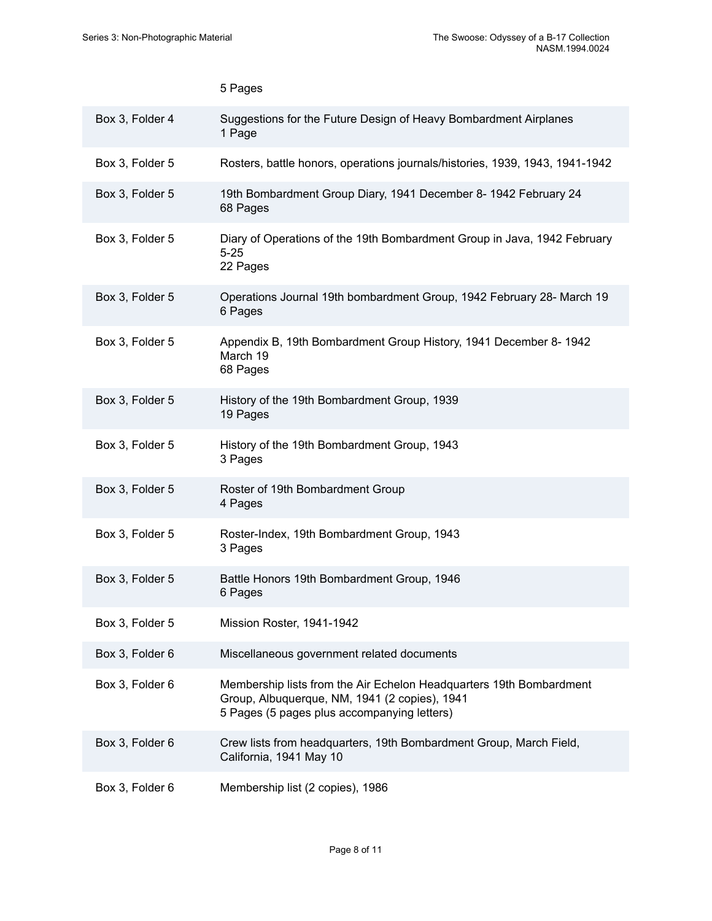5 Pages

| | |
|---|---|
| Box 3, Folder 4 | Suggestions for the Future Design of Heavy Bombardment Airplanes<br>1 Page |
| Box 3, Folder 5 | Rosters, battle honors, operations journals/histories, 1939, 1943, 1941-1942 |
| Box 3, Folder 5 | 19th Bombardment Group Diary, 1941 December 8- 1942 February 24<br>68 Pages |
| Box 3, Folder 5 | Diary of Operations of the 19th Bombardment Group in Java, 1942 February 5-25<br>22 Pages |
| Box 3, Folder 5 | Operations Journal 19th bombardment Group, 1942 February 28- March 19<br>6 Pages |
| Box 3, Folder 5 | Appendix B, 19th Bombardment Group History, 1941 December 8- 1942 March 19<br>68 Pages |
| Box 3, Folder 5 | History of the 19th Bombardment Group, 1939<br>19 Pages |
| Box 3, Folder 5 | History of the 19th Bombardment Group, 1943<br>3 Pages |
| Box 3, Folder 5 | Roster of 19th Bombardment Group<br>4 Pages |
| Box 3, Folder 5 | Roster-Index, 19th Bombardment Group, 1943<br>3 Pages |
| Box 3, Folder 5 | Battle Honors 19th Bombardment Group, 1946<br>6 Pages |
| Box 3, Folder 5 | Mission Roster, 1941-1942 |
| Box 3, Folder 6 | Miscellaneous government related documents |
| Box 3, Folder 6 | Membership lists from the Air Echelon Headquarters 19th Bombardment Group, Albuquerque, NM, 1941 (2 copies), 1941<br>5 Pages (5 pages plus accompanying letters) |
| Box 3, Folder 6 | Crew lists from headquarters, 19th Bombardment Group, March Field, California, 1941 May 10 |
| Box 3, Folder 6 | Membership list (2 copies), 1986 |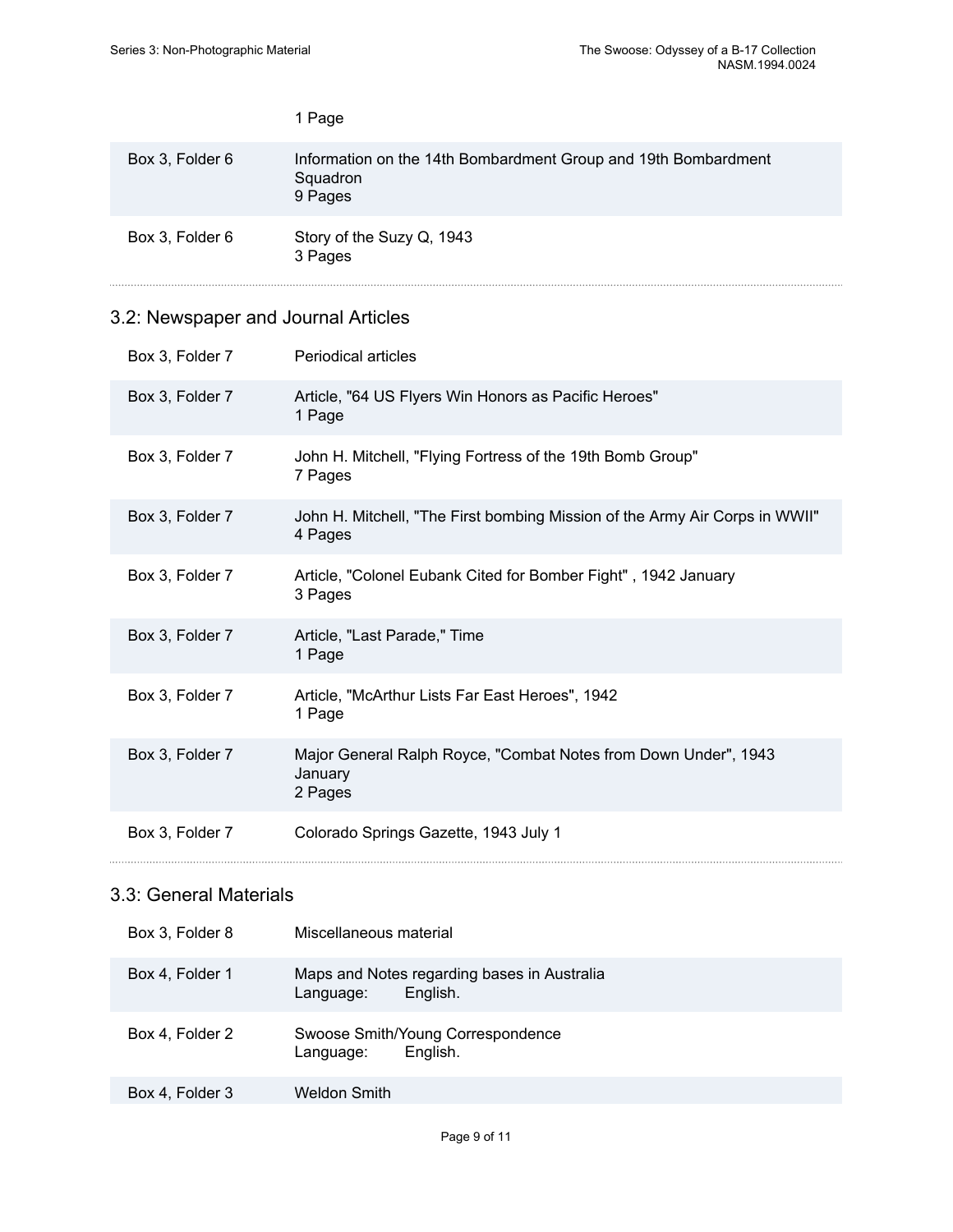|  | 1 Page |
| --- | --- |
| Box 3, Folder 6 | Information on the 14th Bombardment Group and 19th Bombardment Squadron<br>9 Pages |
| Box 3, Folder 6 | Story of the Suzy Q, 1943<br>3 Pages |

## 3.2: Newspaper and Journal Articles

| | |
| --- | --- |
| Box 3, Folder 7 | Periodical articles |
| Box 3, Folder 7 | Article, "64 US Flyers Win Honors as Pacific Heroes"<br>1 Page |
| Box 3, Folder 7 | John H. Mitchell, "Flying Fortress of the 19th Bomb Group"<br>7 Pages |
| Box 3, Folder 7 | John H. Mitchell, "The First bombing Mission of the Army Air Corps in WWII"<br>4 Pages |
| Box 3, Folder 7 | Article, "Colonel Eubank Cited for Bomber Fight" , 1942 January<br>3 Pages |
| Box 3, Folder 7 | Article, "Last Parade," Time<br>1 Page |
| Box 3, Folder 7 | Article, "McArthur Lists Far East Heroes", 1942<br>1 Page |
| Box 3, Folder 7 | Major General Ralph Royce, "Combat Notes from Down Under", 1943 January<br>2 Pages |
| Box 3, Folder 7 | Colorado Springs Gazette, 1943 July 1 |

## 3.3: General Materials

| | |
| --- | --- |
| Box 3, Folder 8 | Miscellaneous material |
| Box 4, Folder 1 | Maps and Notes regarding bases in Australia<br>Language: English. |
| Box 4, Folder 2 | Swoose Smith/Young Correspondence<br>Language: English. |
| Box 4, Folder 3 | Weldon Smith |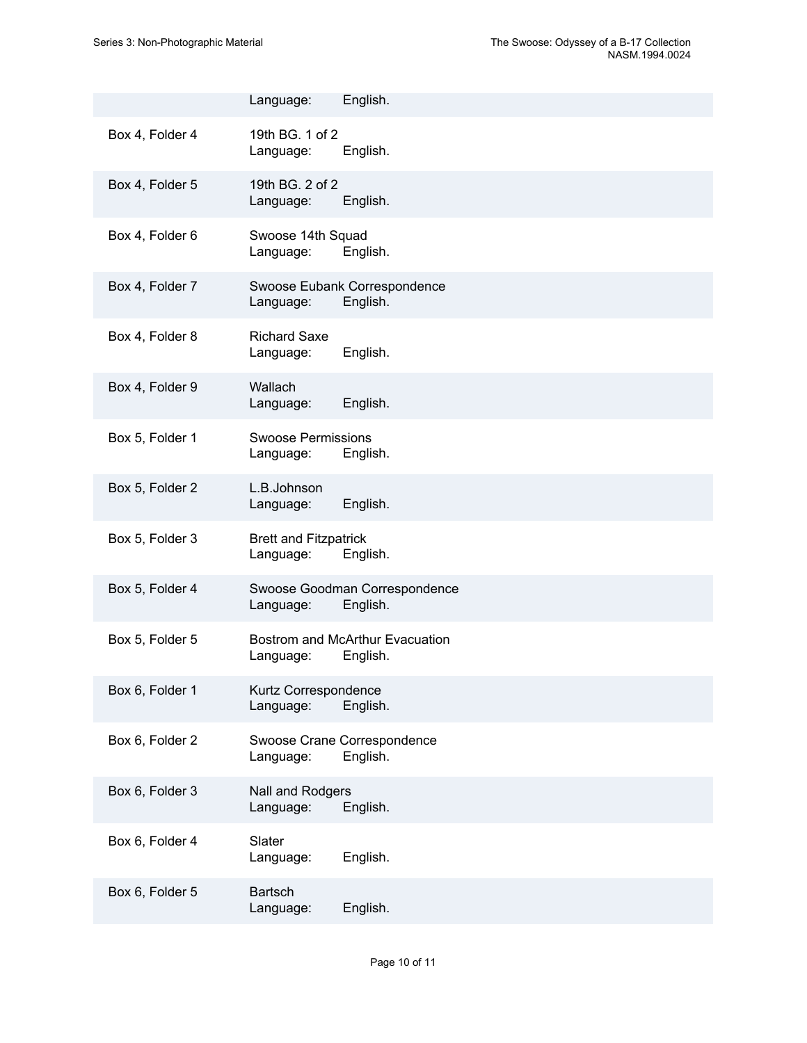| | |
|---|---|
| | Language: English. |
| Box 4, Folder 4 | 19th BG. 1 of 2<br>Language: English. |
| Box 4, Folder 5 | 19th BG. 2 of 2<br>Language: English. |
| Box 4, Folder 6 | Swoose 14th Squad<br>Language: English. |
| Box 4, Folder 7 | Swoose Eubank Correspondence<br>Language: English. |
| Box 4, Folder 8 | Richard Saxe<br>Language: English. |
| Box 4, Folder 9 | Wallach<br>Language: English. |
| Box 5, Folder 1 | Swoose Permissions<br>Language: English. |
| Box 5, Folder 2 | L.B.Johnson<br>Language: English. |
| Box 5, Folder 3 | Brett and Fitzpatrick<br>Language: English. |
| Box 5, Folder 4 | Swoose Goodman Correspondence<br>Language: English. |
| Box 5, Folder 5 | Bostrom and McArthur Evacuation<br>Language: English. |
| Box 6, Folder 1 | Kurtz Correspondence<br>Language: English. |
| Box 6, Folder 2 | Swoose Crane Correspondence<br>Language: English. |
| Box 6, Folder 3 | Nall and Rodgers<br>Language: English. |
| Box 6, Folder 4 | Slater<br>Language: English. |
| Box 6, Folder 5 | Bartsch<br>Language: English. |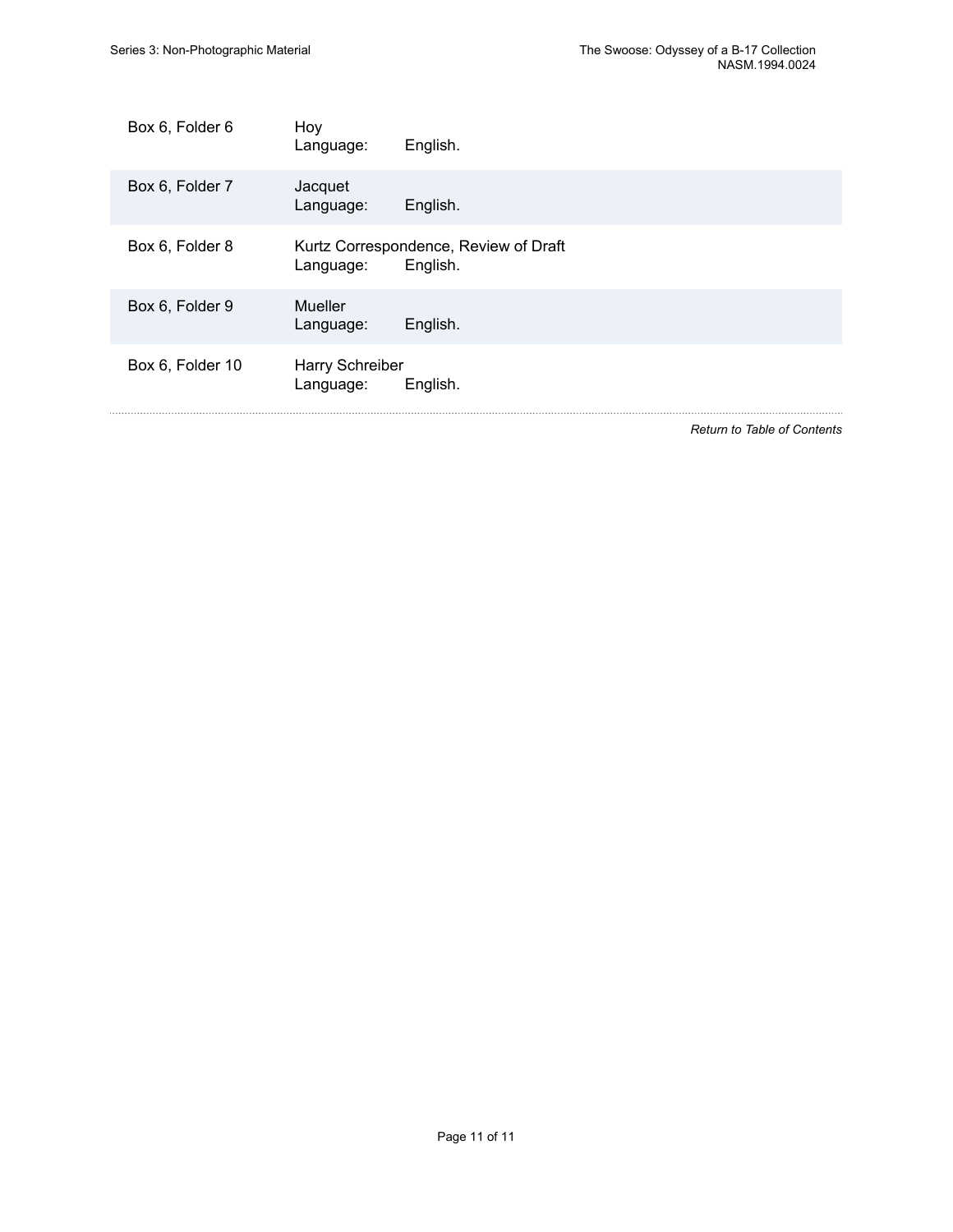| | |
|---|---|
| Box 6, Folder 6 | Hoy<br>Language: English. |
| Box 6, Folder 7 | Jacquet<br>Language: English. |
| Box 6, Folder 8 | Kurtz Correspondence, Review of Draft<br>Language: English. |
| Box 6, Folder 9 | Mueller<br>Language: English. |
| Box 6, Folder 10 | Harry Schreiber<br>Language: English. |

*Return to Table of Contents*